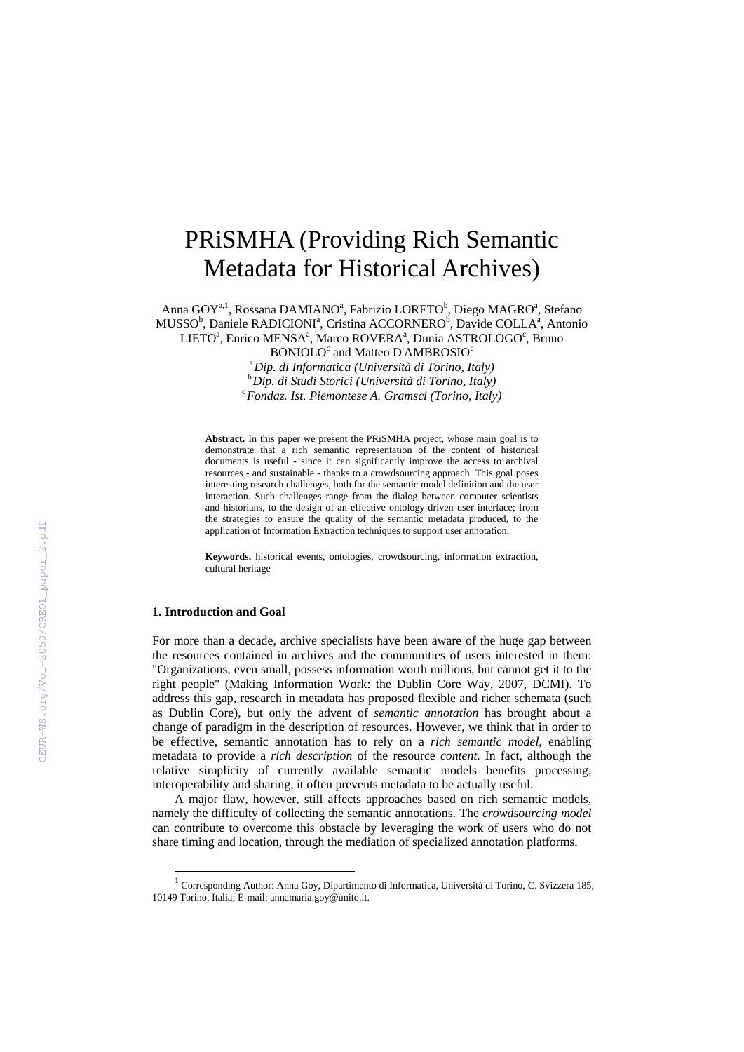# PRiSMHA (Providing Rich Semantic Metadata for Historical Archives)

Anna GOY[a,1], Rossana DAMIANO[a], Fabrizio LORETO[b], Diego MAGRO[a], Stefano MUSSO[b], Daniele RADICIONI[a], Cristina ACCORNERO[b], Davide COLLA[a], Antonio LIETO[a], Enrico MENSA[a], Marco ROVERA[a], Dunia ASTROLOGO[c], Bruno BONIOLO[c] and Matteo D'AMBROSIO[c]

[a] *Dip. di Informatica (Università di Torino, Italy)*
[b] *Dip. di Studi Storici (Università di Torino, Italy)*
[c] *Fondaz. Ist. Piemontese A. Gramsci (Torino, Italy)*

**Abstract.** In this paper we present the PRiSMHA project, whose main goal is to demonstrate that a rich semantic representation of the content of historical documents is useful - since it can significantly improve the access to archival resources - and sustainable - thanks to a crowdsourcing approach. This goal poses interesting research challenges, both for the semantic model definition and the user interaction. Such challenges range from the dialog between computer scientists and historians, to the design of an effective ontology-driven user interface; from the strategies to ensure the quality of the semantic metadata produced, to the application of Information Extraction techniques to support user annotation.

**Keywords.** historical events, ontologies, crowdsourcing, information extraction, cultural heritage

## 1. Introduction and Goal

For more than a decade, archive specialists have been aware of the huge gap between the resources contained in archives and the communities of users interested in them: "Organizations, even small, possess information worth millions, but cannot get it to the right people" (Making Information Work: the Dublin Core Way, 2007, DCMI). To address this gap, research in metadata has proposed flexible and richer schemata (such as Dublin Core), but only the advent of *semantic annotation* has brought about a change of paradigm in the description of resources. However, we think that in order to be effective, semantic annotation has to rely on a *rich semantic model*, enabling metadata to provide a *rich description* of the resource *content*. In fact, although the relative simplicity of currently available semantic models benefits processing, interoperability and sharing, it often prevents metadata to be actually useful.

A major flaw, however, still affects approaches based on rich semantic models, namely the difficulty of collecting the semantic annotations. The *crowdsourcing model* can contribute to overcome this obstacle by leveraging the work of users who do not share timing and location, through the mediation of specialized annotation platforms.

[1] Corresponding Author: Anna Goy, Dipartimento di Informatica, Università di Torino, C. Svizzera 185, 10149 Torino, Italia; E-mail: annamaria.goy@unito.it.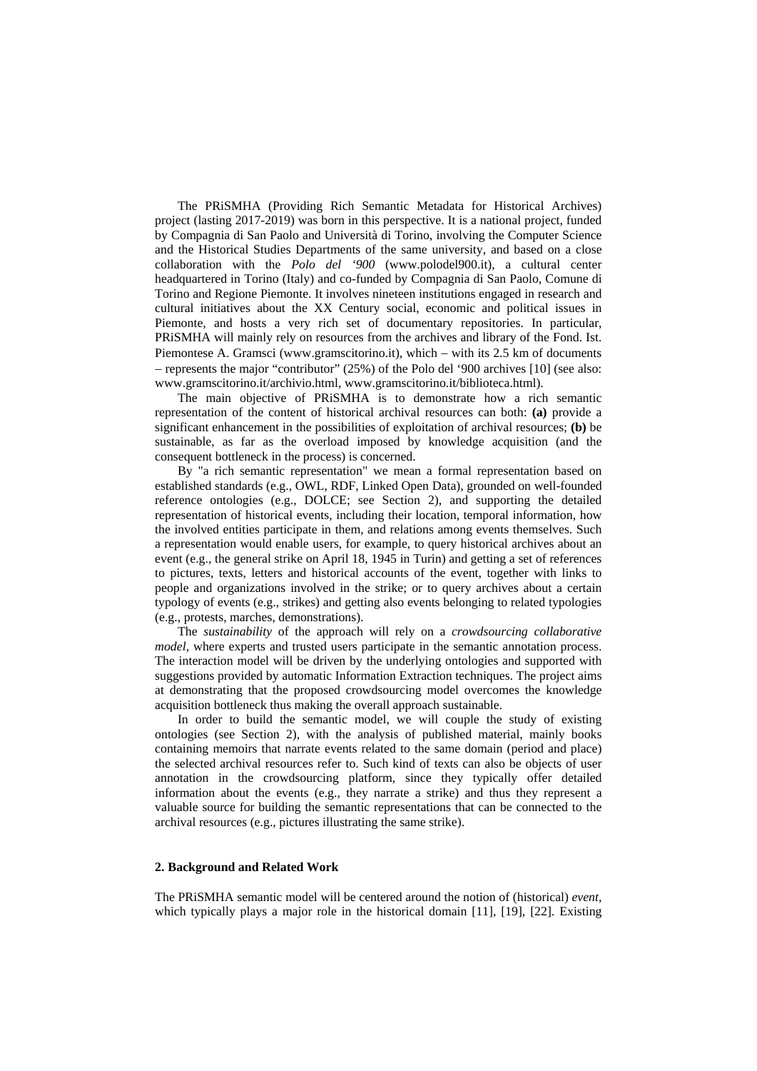The PRiSMHA (Providing Rich Semantic Metadata for Historical Archives) project (lasting 2017-2019) was born in this perspective. It is a national project, funded by Compagnia di San Paolo and Università di Torino, involving the Computer Science and the Historical Studies Departments of the same university, and based on a close collaboration with the *Polo del '900* (www.polodel900.it), a cultural center headquartered in Torino (Italy) and co-funded by Compagnia di San Paolo, Comune di Torino and Regione Piemonte. It involves nineteen institutions engaged in research and cultural initiatives about the XX Century social, economic and political issues in Piemonte, and hosts a very rich set of documentary repositories. In particular, PRiSMHA will mainly rely on resources from the archives and library of the Fond. Ist. Piemontese A. Gramsci (www.gramscitorino.it), which – with its 2.5 km of documents – represents the major "contributor" (25%) of the Polo del '900 archives [10] (see also: www.gramscitorino.it/archivio.html, www.gramscitorino.it/biblioteca.html).

The main objective of PRiSMHA is to demonstrate how a rich semantic representation of the content of historical archival resources can both: **(a)** provide a significant enhancement in the possibilities of exploitation of archival resources; **(b)** be sustainable, as far as the overload imposed by knowledge acquisition (and the consequent bottleneck in the process) is concerned.

By "a rich semantic representation" we mean a formal representation based on established standards (e.g., OWL, RDF, Linked Open Data), grounded on well-founded reference ontologies (e.g., DOLCE; see Section 2), and supporting the detailed representation of historical events, including their location, temporal information, how the involved entities participate in them, and relations among events themselves. Such a representation would enable users, for example, to query historical archives about an event (e.g., the general strike on April 18, 1945 in Turin) and getting a set of references to pictures, texts, letters and historical accounts of the event, together with links to people and organizations involved in the strike; or to query archives about a certain typology of events (e.g., strikes) and getting also events belonging to related typologies (e.g., protests, marches, demonstrations).

The *sustainability* of the approach will rely on a *crowdsourcing collaborative model*, where experts and trusted users participate in the semantic annotation process. The interaction model will be driven by the underlying ontologies and supported with suggestions provided by automatic Information Extraction techniques. The project aims at demonstrating that the proposed crowdsourcing model overcomes the knowledge acquisition bottleneck thus making the overall approach sustainable.

In order to build the semantic model, we will couple the study of existing ontologies (see Section 2), with the analysis of published material, mainly books containing memoirs that narrate events related to the same domain (period and place) the selected archival resources refer to. Such kind of texts can also be objects of user annotation in the crowdsourcing platform, since they typically offer detailed information about the events (e.g., they narrate a strike) and thus they represent a valuable source for building the semantic representations that can be connected to the archival resources (e.g., pictures illustrating the same strike).

## 2. Background and Related Work

The PRiSMHA semantic model will be centered around the notion of (historical) *event*, which typically plays a major role in the historical domain [11], [19], [22]. Existing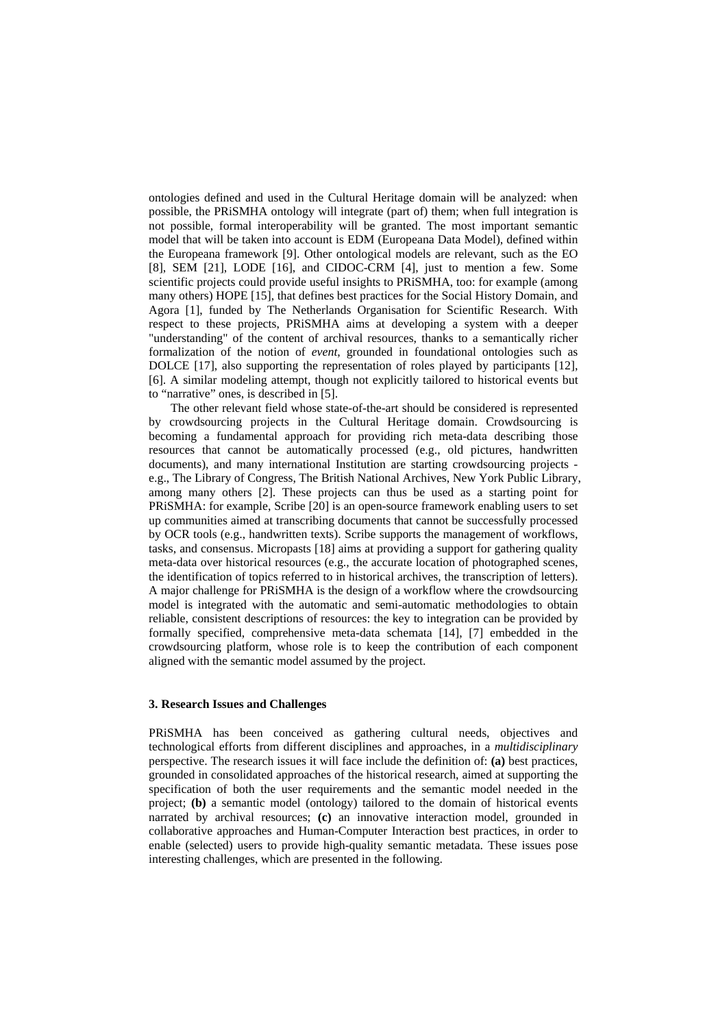ontologies defined and used in the Cultural Heritage domain will be analyzed: when possible, the PRiSMHA ontology will integrate (part of) them; when full integration is not possible, formal interoperability will be granted. The most important semantic model that will be taken into account is EDM (Europeana Data Model), defined within the Europeana framework [9]. Other ontological models are relevant, such as the EO [8], SEM [21], LODE [16], and CIDOC-CRM [4], just to mention a few. Some scientific projects could provide useful insights to PRiSMHA, too: for example (among many others) HOPE [15], that defines best practices for the Social History Domain, and Agora [1], funded by The Netherlands Organisation for Scientific Research. With respect to these projects, PRiSMHA aims at developing a system with a deeper "understanding" of the content of archival resources, thanks to a semantically richer formalization of the notion of *event*, grounded in foundational ontologies such as DOLCE [17], also supporting the representation of roles played by participants [12], [6]. A similar modeling attempt, though not explicitly tailored to historical events but to "narrative" ones, is described in [5].

The other relevant field whose state-of-the-art should be considered is represented by crowdsourcing projects in the Cultural Heritage domain. Crowdsourcing is becoming a fundamental approach for providing rich meta-data describing those resources that cannot be automatically processed (e.g., old pictures, handwritten documents), and many international Institution are starting crowdsourcing projects - e.g., The Library of Congress, The British National Archives, New York Public Library, among many others [2]. These projects can thus be used as a starting point for PRiSMHA: for example, Scribe [20] is an open-source framework enabling users to set up communities aimed at transcribing documents that cannot be successfully processed by OCR tools (e.g., handwritten texts). Scribe supports the management of workflows, tasks, and consensus. Micropasts [18] aims at providing a support for gathering quality meta-data over historical resources (e.g., the accurate location of photographed scenes, the identification of topics referred to in historical archives, the transcription of letters). A major challenge for PRiSMHA is the design of a workflow where the crowdsourcing model is integrated with the automatic and semi-automatic methodologies to obtain reliable, consistent descriptions of resources: the key to integration can be provided by formally specified, comprehensive meta-data schemata [14], [7] embedded in the crowdsourcing platform, whose role is to keep the contribution of each component aligned with the semantic model assumed by the project.

### 3. Research Issues and Challenges

PRiSMHA has been conceived as gathering cultural needs, objectives and technological efforts from different disciplines and approaches, in a *multidisciplinary* perspective. The research issues it will face include the definition of: **(a)** best practices, grounded in consolidated approaches of the historical research, aimed at supporting the specification of both the user requirements and the semantic model needed in the project; **(b)** a semantic model (ontology) tailored to the domain of historical events narrated by archival resources; **(c)** an innovative interaction model, grounded in collaborative approaches and Human-Computer Interaction best practices, in order to enable (selected) users to provide high-quality semantic metadata. These issues pose interesting challenges, which are presented in the following.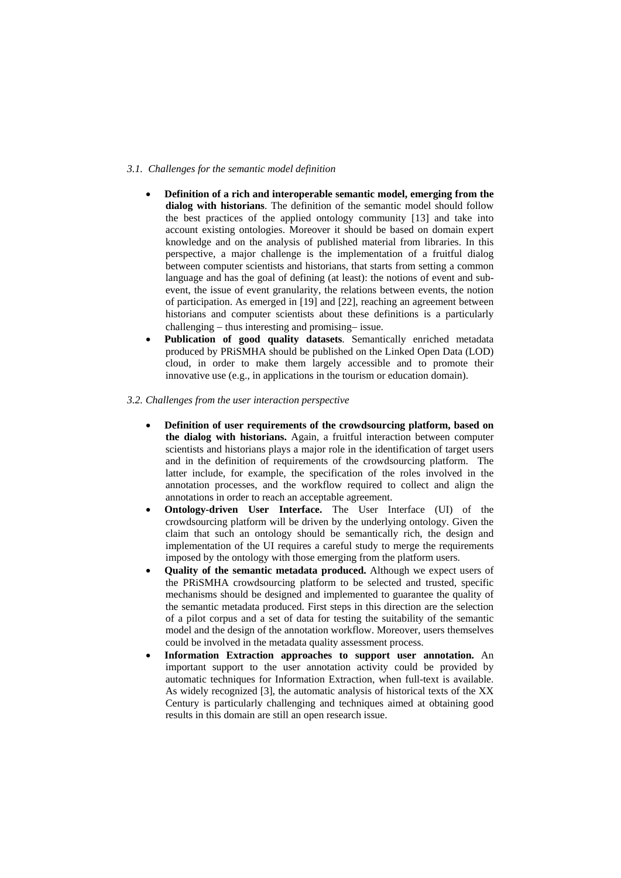### *3.1. Challenges for the semantic model definition*

- **Definition of a rich and interoperable semantic model, emerging from the dialog with historians**. The definition of the semantic model should follow the best practices of the applied ontology community [13] and take into account existing ontologies. Moreover it should be based on domain expert knowledge and on the analysis of published material from libraries. In this perspective, a major challenge is the implementation of a fruitful dialog between computer scientists and historians, that starts from setting a common language and has the goal of defining (at least): the notions of event and sub-event, the issue of event granularity, the relations between events, the notion of participation. As emerged in [19] and [22], reaching an agreement between historians and computer scientists about these definitions is a particularly challenging – thus interesting and promising– issue.
- **Publication of good quality datasets**. Semantically enriched metadata produced by PRiSMHA should be published on the Linked Open Data (LOD) cloud, in order to make them largely accessible and to promote their innovative use (e.g., in applications in the tourism or education domain).

### *3.2. Challenges from the user interaction perspective*

- **Definition of user requirements of the crowdsourcing platform, based on the dialog with historians.** Again, a fruitful interaction between computer scientists and historians plays a major role in the identification of target users and in the definition of requirements of the crowdsourcing platform. The latter include, for example, the specification of the roles involved in the annotation processes, and the workflow required to collect and align the annotations in order to reach an acceptable agreement.
- **Ontology-driven User Interface.** The User Interface (UI) of the crowdsourcing platform will be driven by the underlying ontology. Given the claim that such an ontology should be semantically rich, the design and implementation of the UI requires a careful study to merge the requirements imposed by the ontology with those emerging from the platform users.
- **Quality of the semantic metadata produced.** Although we expect users of the PRiSMHA crowdsourcing platform to be selected and trusted, specific mechanisms should be designed and implemented to guarantee the quality of the semantic metadata produced. First steps in this direction are the selection of a pilot corpus and a set of data for testing the suitability of the semantic model and the design of the annotation workflow. Moreover, users themselves could be involved in the metadata quality assessment process.
- **Information Extraction approaches to support user annotation.** An important support to the user annotation activity could be provided by automatic techniques for Information Extraction, when full-text is available. As widely recognized [3], the automatic analysis of historical texts of the XX Century is particularly challenging and techniques aimed at obtaining good results in this domain are still an open research issue.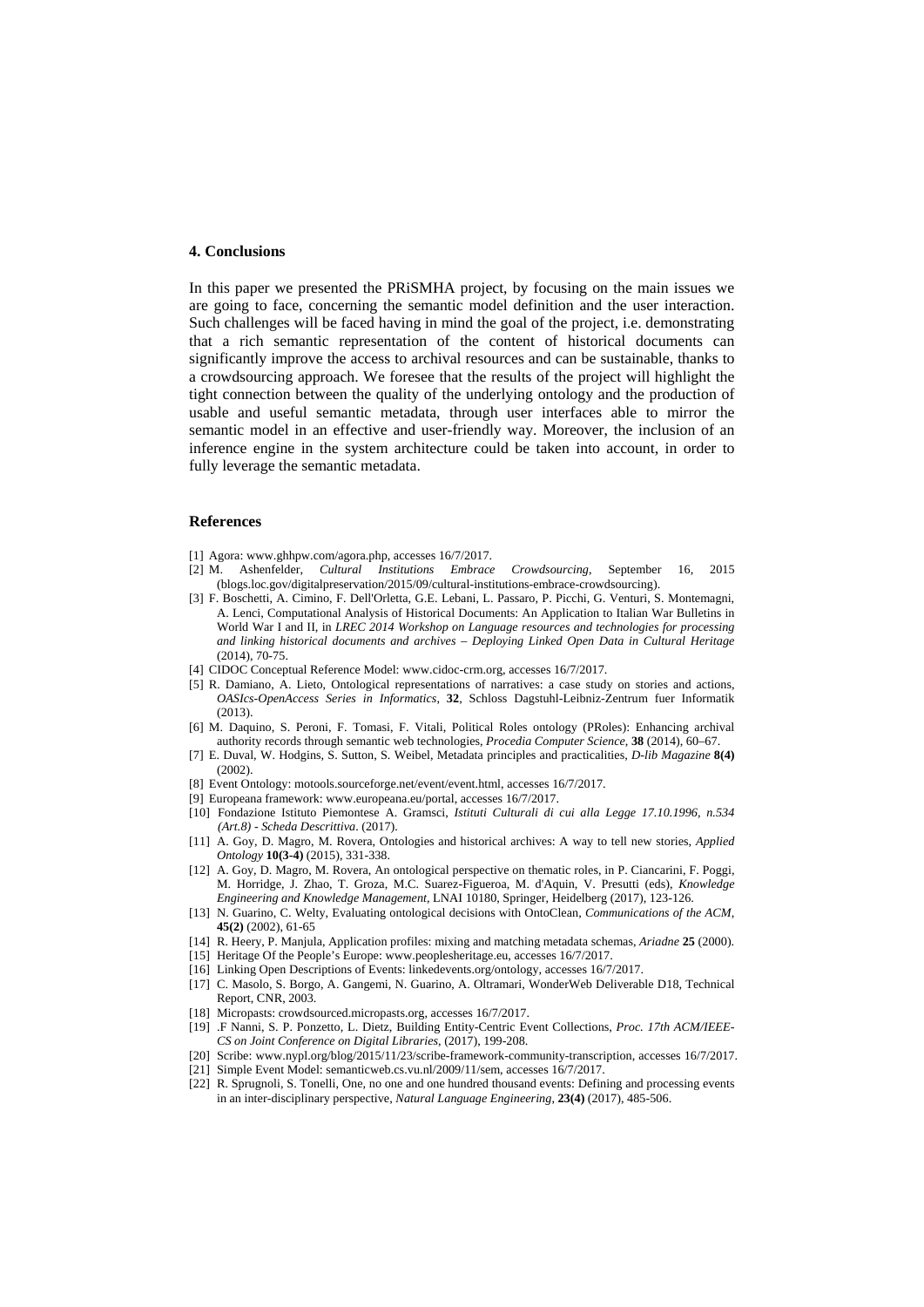## 4. Conclusions

In this paper we presented the PRiSMHA project, by focusing on the main issues we are going to face, concerning the semantic model definition and the user interaction. Such challenges will be faced having in mind the goal of the project, i.e. demonstrating that a rich semantic representation of the content of historical documents can significantly improve the access to archival resources and can be sustainable, thanks to a crowdsourcing approach. We foresee that the results of the project will highlight the tight connection between the quality of the underlying ontology and the production of usable and useful semantic metadata, through user interfaces able to mirror the semantic model in an effective and user-friendly way. Moreover, the inclusion of an inference engine in the system architecture could be taken into account, in order to fully leverage the semantic metadata.

## References

[1] Agora: www.ghhpw.com/agora.php, accesses 16/7/2017.

[2] M. Ashenfelder, *Cultural Institutions Embrace Crowdsourcing*, September 16, 2015 (blogs.loc.gov/digitalpreservation/2015/09/cultural-institutions-embrace-crowdsourcing).

[3] F. Boschetti, A. Cimino, F. Dell'Orletta, G.E. Lebani, L. Passaro, P. Picchi, G. Venturi, S. Montemagni, A. Lenci, Computational Analysis of Historical Documents: An Application to Italian War Bulletins in World War I and II, in *LREC 2014 Workshop on Language resources and technologies for processing and linking historical documents and archives – Deploying Linked Open Data in Cultural Heritage* (2014), 70-75.

[4] CIDOC Conceptual Reference Model: www.cidoc-crm.org, accesses 16/7/2017.

[5] R. Damiano, A. Lieto, Ontological representations of narratives: a case study on stories and actions, *OASIcs-OpenAccess Series in Informatics*, **32**, Schloss Dagstuhl-Leibniz-Zentrum fuer Informatik (2013).

[6] M. Daquino, S. Peroni, F. Tomasi, F. Vitali, Political Roles ontology (PRoles): Enhancing archival authority records through semantic web technologies, *Procedia Computer Science*, **38** (2014), 60–67.

[7] E. Duval, W. Hodgins, S. Sutton, S. Weibel, Metadata principles and practicalities, *D-lib Magazine* **8(4)** (2002).

[8] Event Ontology: motools.sourceforge.net/event/event.html, accesses 16/7/2017.

[9] Europeana framework: www.europeana.eu/portal, accesses 16/7/2017.

[10] Fondazione Istituto Piemontese A. Gramsci, *Istituti Culturali di cui alla Legge 17.10.1996, n.534 (Art.8) - Scheda Descrittiva*. (2017).

[11] A. Goy, D. Magro, M. Rovera, Ontologies and historical archives: A way to tell new stories, *Applied Ontology* **10(3-4)** (2015), 331-338.

[12] A. Goy, D. Magro, M. Rovera, An ontological perspective on thematic roles, in P. Ciancarini, F. Poggi, M. Horridge, J. Zhao, T. Groza, M.C. Suarez-Figueroa, M. d'Aquin, V. Presutti (eds), *Knowledge Engineering and Knowledge Management*, LNAI 10180, Springer, Heidelberg (2017), 123-126.

[13] N. Guarino, C. Welty, Evaluating ontological decisions with OntoClean, *Communications of the ACM*, **45(2)** (2002), 61-65

[14] R. Heery, P. Manjula, Application profiles: mixing and matching metadata schemas, *Ariadne* **25** (2000).

[15] Heritage Of the People's Europe: www.peoplesheritage.eu, accesses 16/7/2017.

[16] Linking Open Descriptions of Events: linkedevents.org/ontology, accesses 16/7/2017.

[17] C. Masolo, S. Borgo, A. Gangemi, N. Guarino, A. Oltramari, WonderWeb Deliverable D18, Technical Report, CNR, 2003.

[18] Micropasts: crowdsourced.micropasts.org, accesses 16/7/2017.

[19] .F Nanni, S. P. Ponzetto, L. Dietz, Building Entity-Centric Event Collections, *Proc. 17th ACM/IEEE-CS on Joint Conference on Digital Libraries*, (2017), 199-208.

[20] Scribe: www.nypl.org/blog/2015/11/23/scribe-framework-community-transcription, accesses 16/7/2017.

[21] Simple Event Model: semanticweb.cs.vu.nl/2009/11/sem, accesses 16/7/2017.

[22] R. Sprugnoli, S. Tonelli, One, no one and one hundred thousand events: Defining and processing events in an inter-disciplinary perspective, *Natural Language Engineering*, **23(4)** (2017), 485-506.